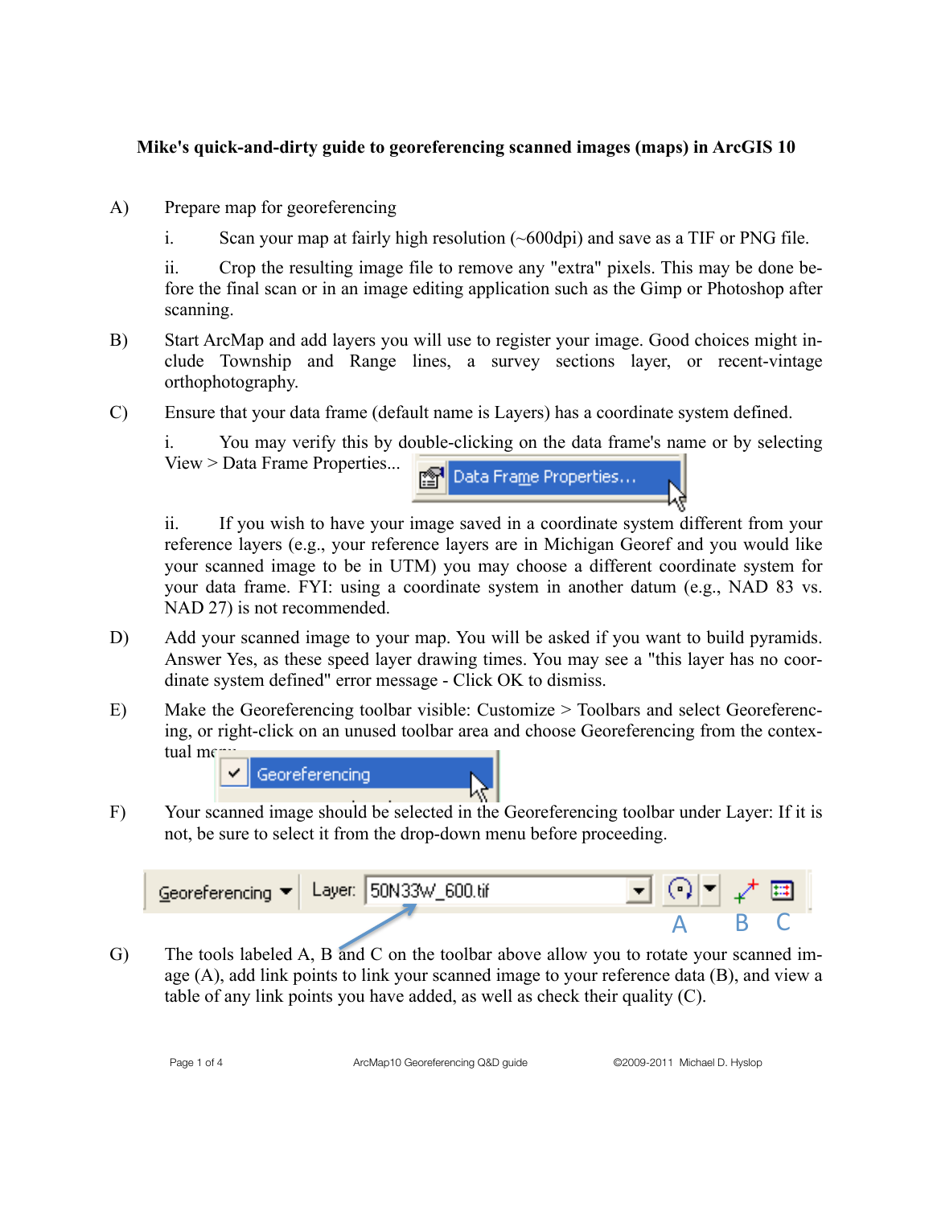**Mike's quick-and-dirty guide to georeferencing scanned images (maps) in ArcGIS 10**

A) Prepare map for georeferencing

i. Scan your map at fairly high resolution (~600dpi) and save as a TIF or PNG file.

ii. Crop the resulting image file to remove any "extra" pixels. This may be done before the final scan or in an image editing application such as the Gimp or Photoshop after scanning.

B) Start ArcMap and add layers you will use to register your image. Good choices might include Township and Range lines, a survey sections layer, or recent-vintage orthophotography.

C) Ensure that your data frame (default name is Layers) has a coordinate system defined.

i. You may verify this by double-clicking on the data frame's name or by selecting View > Data Frame Properties...

ii. If you wish to have your image saved in a coordinate system different from your reference layers (e.g., your reference layers are in Michigan Georef and you would like your scanned image to be in UTM) you may choose a different coordinate system for your data frame. FYI: using a coordinate system in another datum (e.g., NAD 83 vs. NAD 27) is not recommended.

D) Add your scanned image to your map. You will be asked if you want to build pyramids. Answer Yes, as these speed layer drawing times. You may see a "this layer has no coordinate system defined" error message - Click OK to dismiss.

E) Make the Georeferencing toolbar visible: Customize > Toolbars and select Georeferencing, or right-click on an unused toolbar area and choose Georeferencing from the contextual menu.

F) Your scanned image should be selected in the Georeferencing toolbar under Layer: If it is not, be sure to select it from the drop-down menu before proceeding.

G) The tools labeled A, B and C on the toolbar above allow you to rotate your scanned image (A), add link points to link your scanned image to your reference data (B), and view a table of any link points you have added, as well as check their quality (C).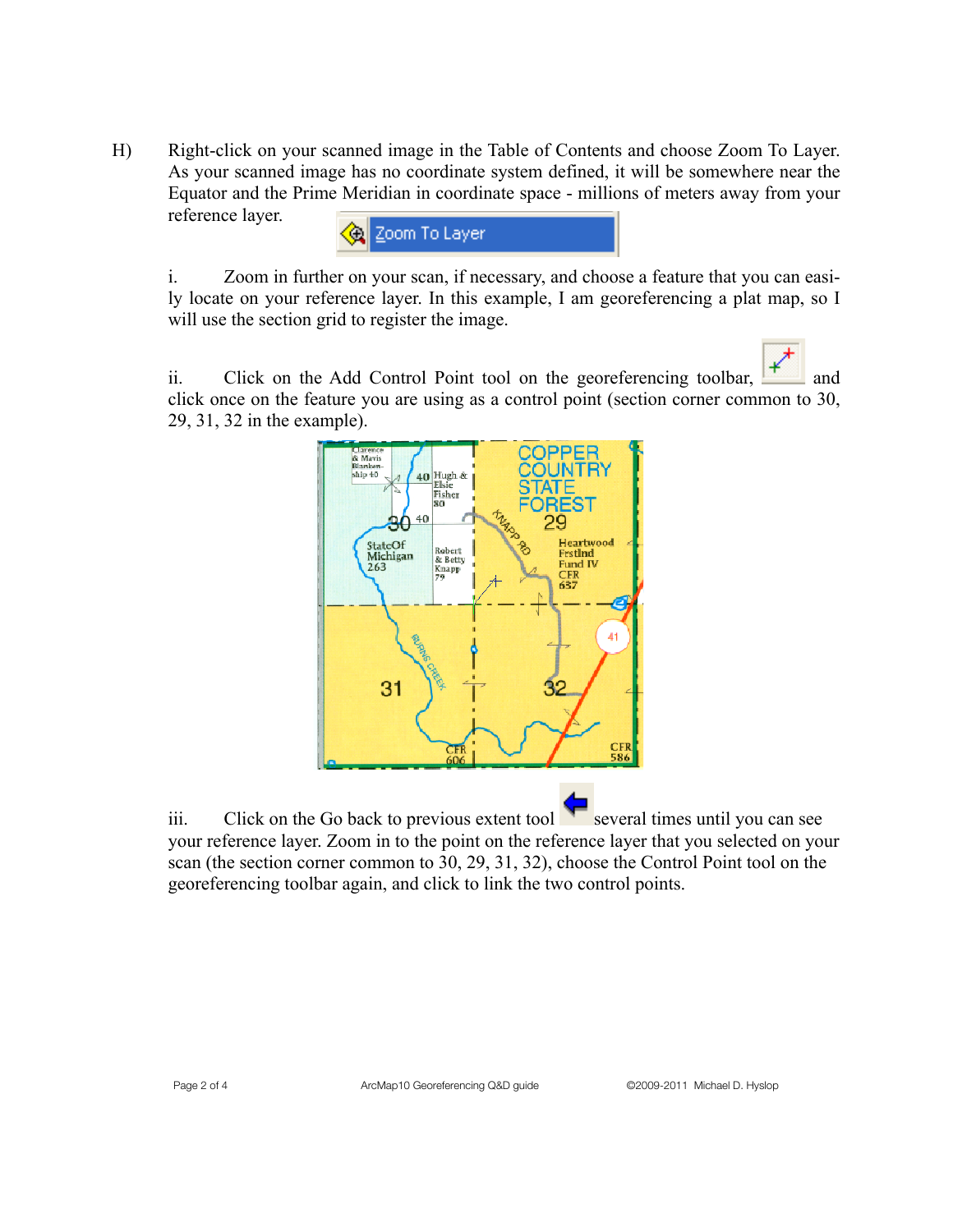H) Right-click on your scanned image in the Table of Contents and choose Zoom To Layer. As your scanned image has no coordinate system defined, it will be somewhere near the Equator and the Prime Meridian in coordinate space - millions of meters away from your reference layer.

i. Zoom in further on your scan, if necessary, and choose a feature that you can easily locate on your reference layer. In this example, I am georeferencing a plat map, so I will use the section grid to register the image.

ii. Click on the Add Control Point tool on the georeferencing toolbar, and click once on the feature you are using as a control point (section corner common to 30, 29, 31, 32 in the example).

iii. Click on the Go back to previous extent tool several times until you can see your reference layer. Zoom in to the point on the reference layer that you selected on your scan (the section corner common to 30, 29, 31, 32), choose the Control Point tool on the georeferencing toolbar again, and click to link the two control points.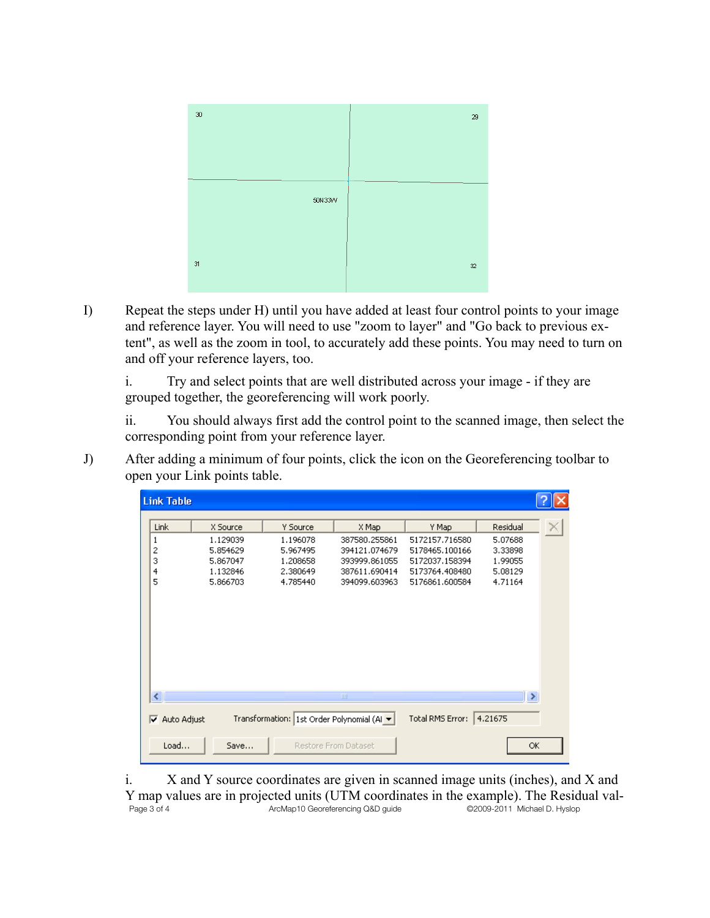I) Repeat the steps under H) until you have added at least four control points to your image and reference layer. You will need to use "zoom to layer" and "Go back to previous extent", as well as the zoom in tool, to accurately add these points. You may need to turn on and off your reference layers, too.

i. Try and select points that are well distributed across your image - if they are grouped together, the georeferencing will work poorly.

ii. You should always first add the control point to the scanned image, then select the corresponding point from your reference layer.

J) After adding a minimum of four points, click the icon on the Georeferencing toolbar to open your Link points table.

**Link Table**

| Link | X Source | Y Source | X Map | Y Map | Residual |
|---|---|---|---|---|---|
| 1 | 1.129039 | 1.196078 | 387580.255861 | 5172157.716580 | 5.07688 |
| 2 | 5.854629 | 5.967495 | 394121.074679 | 5178465.100166 | 3.33898 |
| 3 | 5.867047 | 1.208658 | 393999.861055 | 5172037.158394 | 1.99055 |
| 4 | 1.132846 | 2.380649 | 387611.690414 | 5173764.408480 | 5.08129 |
| 5 | 5.866703 | 4.785440 | 394099.603963 | 5176861.600584 | 4.71164 |

Auto Adjust — Transformation: 1st Order Polynomial (Af — Total RMS Error: 4.21675

i. X and Y source coordinates are given in scanned image units (inches), and X and Y map values are in projected units (UTM coordinates in the example). The Residual val-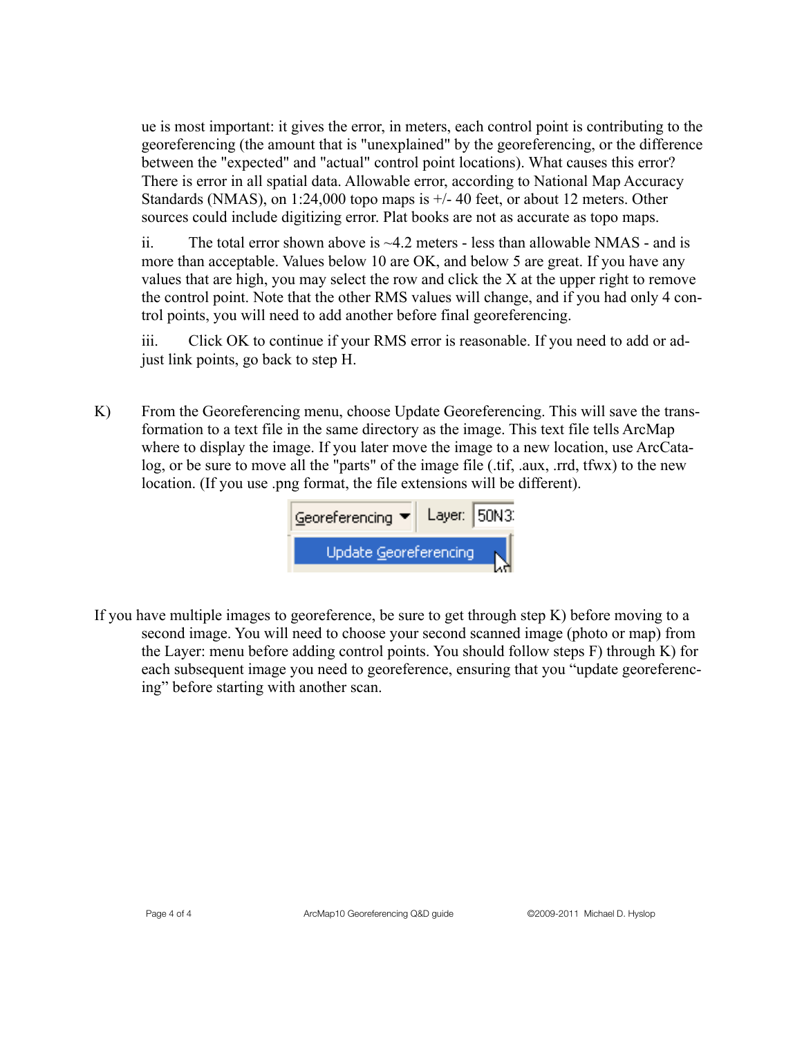ue is most important: it gives the error, in meters, each control point is contributing to the georeferencing (the amount that is "unexplained" by the georeferencing, or the difference between the "expected" and "actual" control point locations). What causes this error? There is error in all spatial data. Allowable error, according to National Map Accuracy Standards (NMAS), on 1:24,000 topo maps is +/- 40 feet, or about 12 meters. Other sources could include digitizing error. Plat books are not as accurate as topo maps.

ii. The total error shown above is ~4.2 meters - less than allowable NMAS - and is more than acceptable. Values below 10 are OK, and below 5 are great. If you have any values that are high, you may select the row and click the X at the upper right to remove the control point. Note that the other RMS values will change, and if you had only 4 control points, you will need to add another before final georeferencing.

iii. Click OK to continue if your RMS error is reasonable. If you need to add or adjust link points, go back to step H.

K) From the Georeferencing menu, choose Update Georeferencing. This will save the transformation to a text file in the same directory as the image. This text file tells ArcMap where to display the image. If you later move the image to a new location, use ArcCatalog, or be sure to move all the "parts" of the image file (.tif, .aux, .rrd, tfwx) to the new location. (If you use .png format, the file extensions will be different).

Georeferencing ▾ Layer: 50N3

Update Georeferencing

If you have multiple images to georeference, be sure to get through step K) before moving to a second image. You will need to choose your second scanned image (photo or map) from the Layer: menu before adding control points. You should follow steps F) through K) for each subsequent image you need to georeference, ensuring that you "update georeferencing" before starting with another scan.